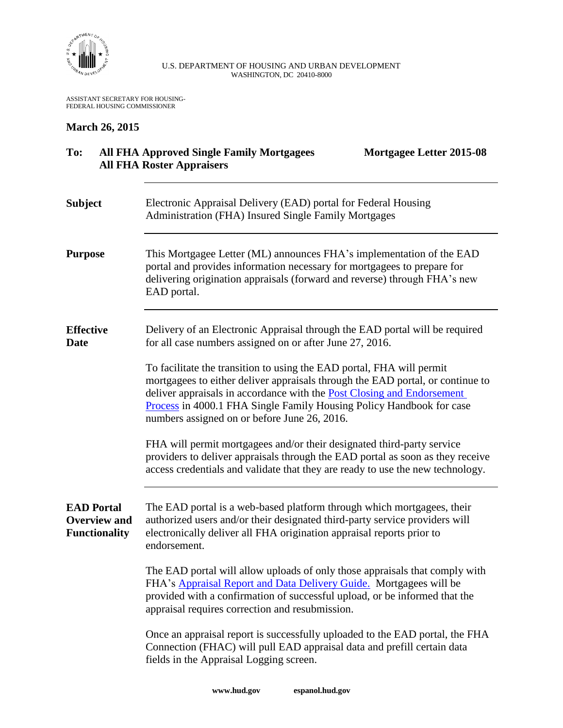U.S. DEPARTMENT OF HOUSING AND URBAN DEVELOPMENT
WASHINGTON, DC 20410-8000

ASSISTANT SECRETARY FOR HOUSING-
FEDERAL HOUSING COMMISSIONER

**March 26, 2015**

**To: All FHA Approved Single Family Mortgagees**
**All FHA Roster Appraisers**

**Mortgagee Letter 2015-08**

---

**Subject**

Electronic Appraisal Delivery (EAD) portal for Federal Housing Administration (FHA) Insured Single Family Mortgages

---

**Purpose**

This Mortgagee Letter (ML) announces FHA's implementation of the EAD portal and provides information necessary for mortgagees to prepare for delivering origination appraisals (forward and reverse) through FHA's new EAD portal.

---

**Effective Date**

Delivery of an Electronic Appraisal through the EAD portal will be required for all case numbers assigned on or after June 27, 2016.

To facilitate the transition to using the EAD portal, FHA will permit mortgagees to either deliver appraisals through the EAD portal, or continue to deliver appraisals in accordance with the Post Closing and Endorsement Process in 4000.1 FHA Single Family Housing Policy Handbook for case numbers assigned on or before June 26, 2016.

FHA will permit mortgagees and/or their designated third-party service providers to deliver appraisals through the EAD portal as soon as they receive access credentials and validate that they are ready to use the new technology.

---

**EAD Portal Overview and Functionality**

The EAD portal is a web-based platform through which mortgagees, their authorized users and/or their designated third-party service providers will electronically deliver all FHA origination appraisal reports prior to endorsement.

The EAD portal will allow uploads of only those appraisals that comply with FHA's Appraisal Report and Data Delivery Guide. Mortgagees will be provided with a confirmation of successful upload, or be informed that the appraisal requires correction and resubmission.

Once an appraisal report is successfully uploaded to the EAD portal, the FHA Connection (FHAC) will pull EAD appraisal data and prefill certain data fields in the Appraisal Logging screen.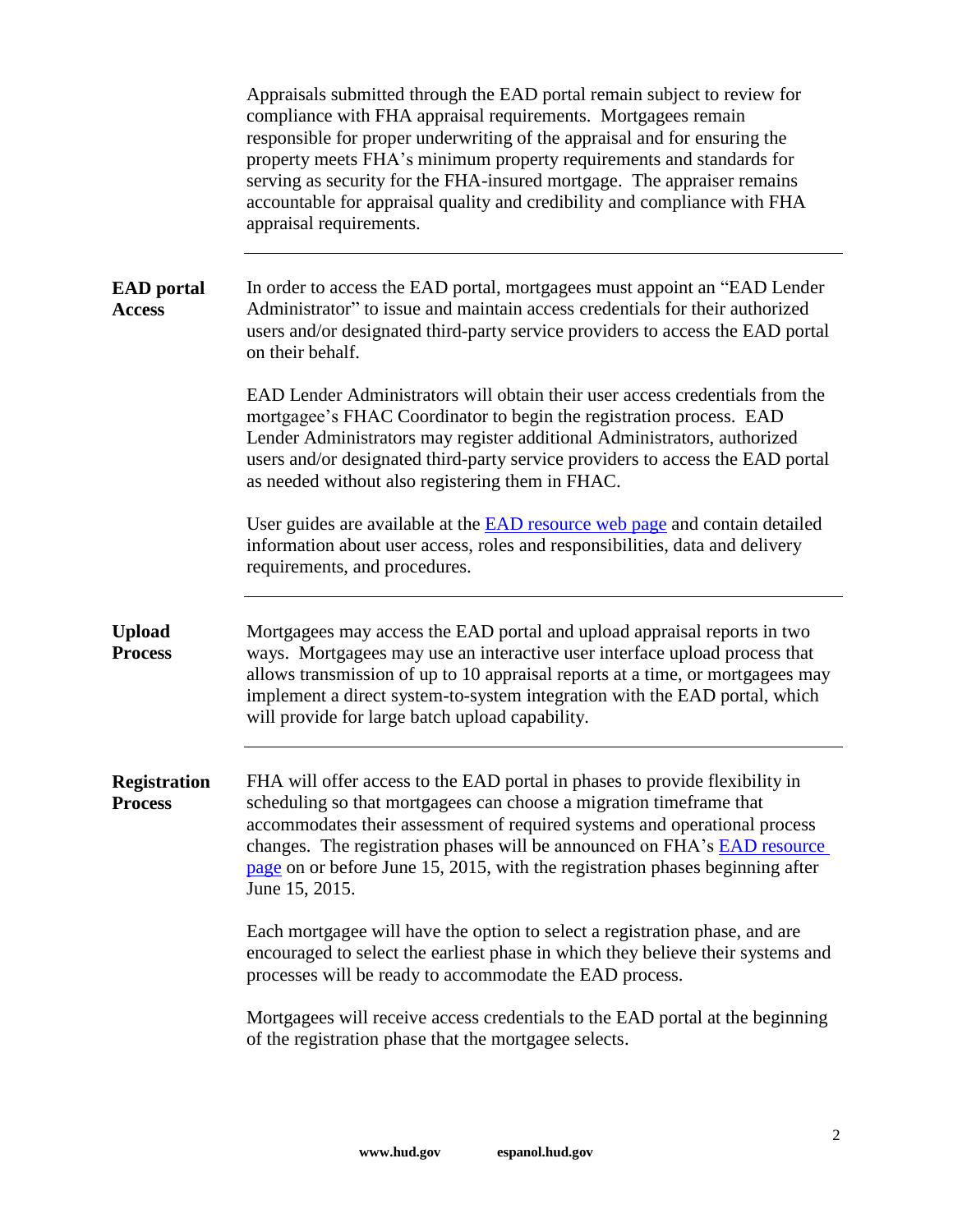Appraisals submitted through the EAD portal remain subject to review for compliance with FHA appraisal requirements. Mortgagees remain responsible for proper underwriting of the appraisal and for ensuring the property meets FHA's minimum property requirements and standards for serving as security for the FHA-insured mortgage. The appraiser remains accountable for appraisal quality and credibility and compliance with FHA appraisal requirements.

---

**EAD portal Access**

In order to access the EAD portal, mortgagees must appoint an "EAD Lender Administrator" to issue and maintain access credentials for their authorized users and/or designated third-party service providers to access the EAD portal on their behalf.

EAD Lender Administrators will obtain their user access credentials from the mortgagee's FHAC Coordinator to begin the registration process. EAD Lender Administrators may register additional Administrators, authorized users and/or designated third-party service providers to access the EAD portal as needed without also registering them in FHAC.

User guides are available at the [EAD resource web page](EAD resource web page) and contain detailed information about user access, roles and responsibilities, data and delivery requirements, and procedures.

---

**Upload Process**

Mortgagees may access the EAD portal and upload appraisal reports in two ways. Mortgagees may use an interactive user interface upload process that allows transmission of up to 10 appraisal reports at a time, or mortgagees may implement a direct system-to-system integration with the EAD portal, which will provide for large batch upload capability.

---

**Registration Process**

FHA will offer access to the EAD portal in phases to provide flexibility in scheduling so that mortgagees can choose a migration timeframe that accommodates their assessment of required systems and operational process changes. The registration phases will be announced on FHA's [EAD resource page](EAD resource page) on or before June 15, 2015, with the registration phases beginning after June 15, 2015.

Each mortgagee will have the option to select a registration phase, and are encouraged to select the earliest phase in which they believe their systems and processes will be ready to accommodate the EAD process.

Mortgagees will receive access credentials to the EAD portal at the beginning of the registration phase that the mortgagee selects.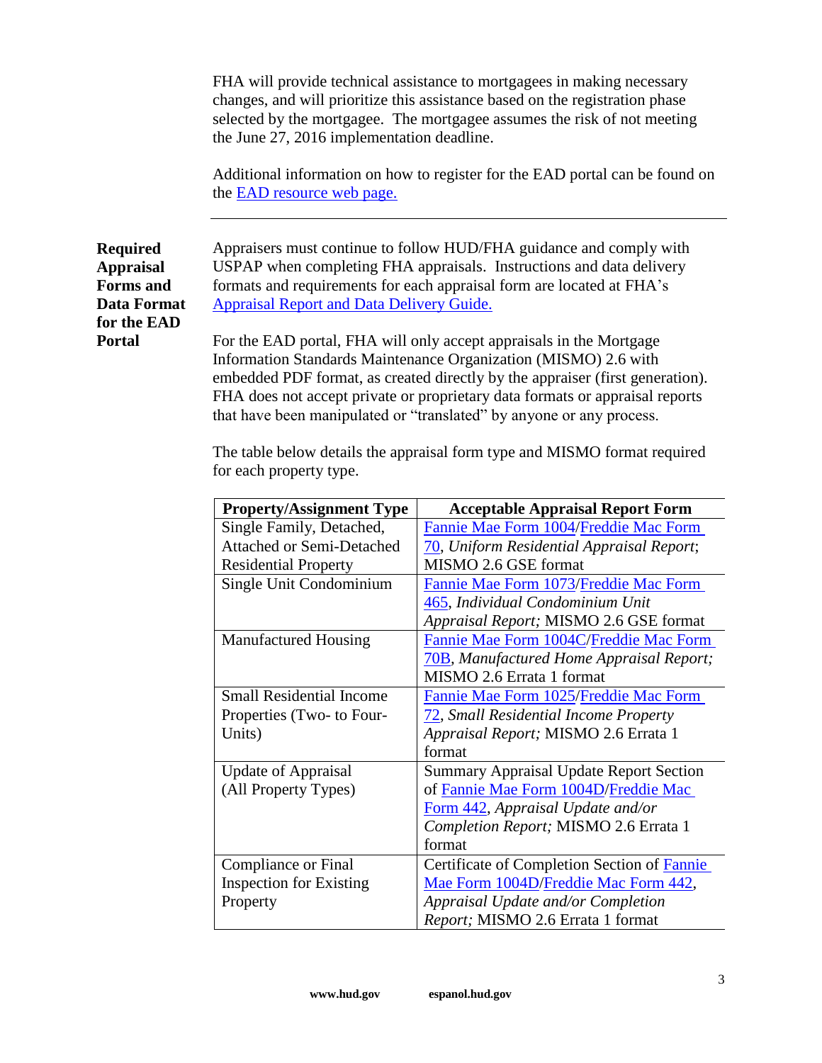FHA will provide technical assistance to mortgagees in making necessary changes, and will prioritize this assistance based on the registration phase selected by the mortgagee. The mortgagee assumes the risk of not meeting the June 27, 2016 implementation deadline.

Additional information on how to register for the EAD portal can be found on the EAD resource web page.

---

**Required Appraisal Forms and Data Format for the EAD Portal**

Appraisers must continue to follow HUD/FHA guidance and comply with USPAP when completing FHA appraisals. Instructions and data delivery formats and requirements for each appraisal form are located at FHA's Appraisal Report and Data Delivery Guide.

For the EAD portal, FHA will only accept appraisals in the Mortgage Information Standards Maintenance Organization (MISMO) 2.6 with embedded PDF format, as created directly by the appraiser (first generation). FHA does not accept private or proprietary data formats or appraisal reports that have been manipulated or "translated" by anyone or any process.

The table below details the appraisal form type and MISMO format required for each property type.

| Property/Assignment Type | Acceptable Appraisal Report Form |
|---|---|
| Single Family, Detached, Attached or Semi-Detached Residential Property | Fannie Mae Form 1004/Freddie Mac Form 70, *Uniform Residential Appraisal Report*; MISMO 2.6 GSE format |
| Single Unit Condominium | Fannie Mae Form 1073/Freddie Mac Form 465, *Individual Condominium Unit Appraisal Report;* MISMO 2.6 GSE format |
| Manufactured Housing | Fannie Mae Form 1004C/Freddie Mac Form 70B, *Manufactured Home Appraisal Report;* MISMO 2.6 Errata 1 format |
| Small Residential Income Properties (Two- to Four-Units) | Fannie Mae Form 1025/Freddie Mac Form 72, *Small Residential Income Property Appraisal Report;* MISMO 2.6 Errata 1 format |
| Update of Appraisal (All Property Types) | Summary Appraisal Update Report Section of Fannie Mae Form 1004D/Freddie Mac Form 442, *Appraisal Update and/or Completion Report;* MISMO 2.6 Errata 1 format |
| Compliance or Final Inspection for Existing Property | Certificate of Completion Section of Fannie Mae Form 1004D/Freddie Mac Form 442, *Appraisal Update and/or Completion Report;* MISMO 2.6 Errata 1 format |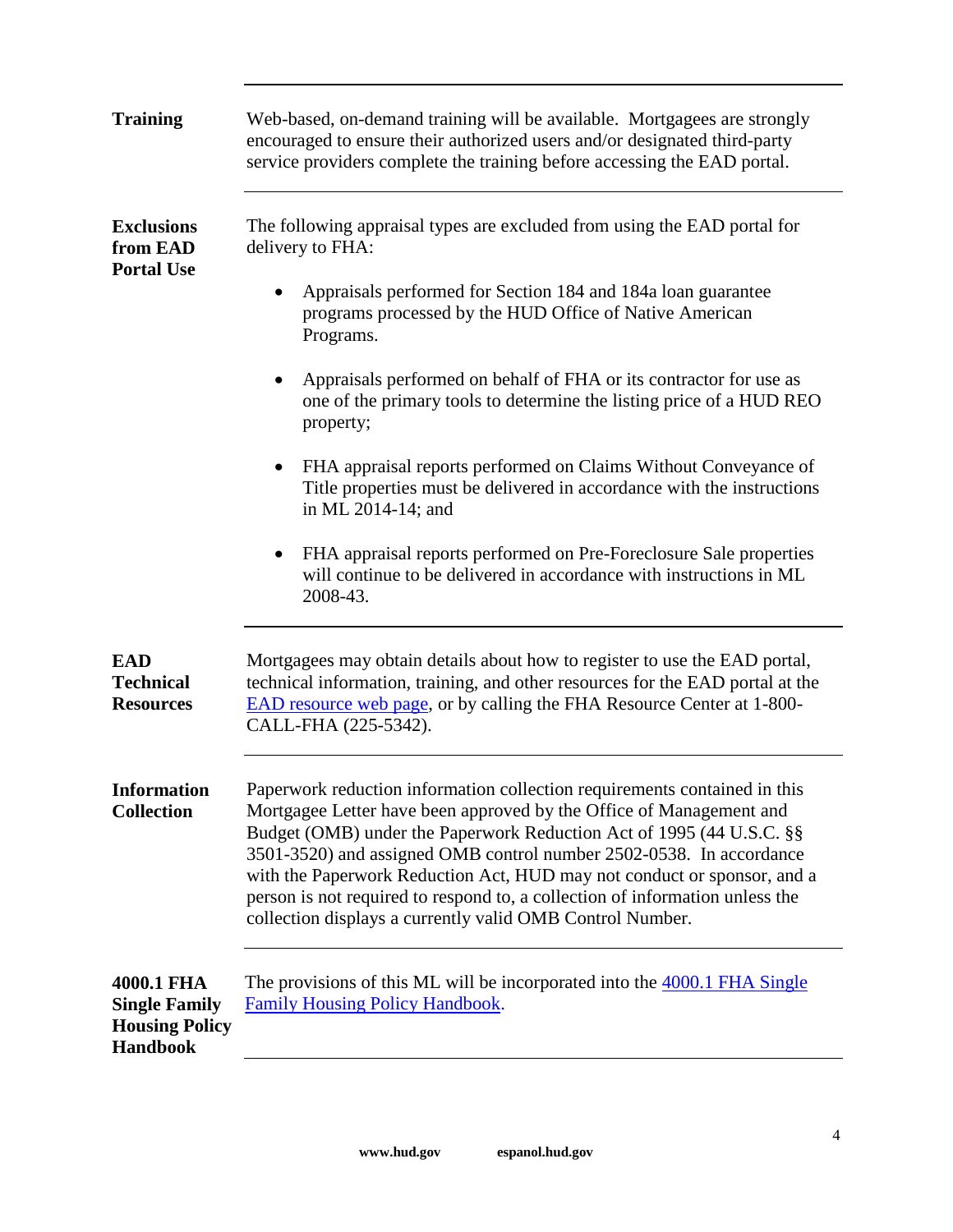**Training**

Web-based, on-demand training will be available. Mortgagees are strongly encouraged to ensure their authorized users and/or designated third-party service providers complete the training before accessing the EAD portal.

**Exclusions from EAD Portal Use**

The following appraisal types are excluded from using the EAD portal for delivery to FHA:

- Appraisals performed for Section 184 and 184a loan guarantee programs processed by the HUD Office of Native American Programs.
- Appraisals performed on behalf of FHA or its contractor for use as one of the primary tools to determine the listing price of a HUD REO property;
- FHA appraisal reports performed on Claims Without Conveyance of Title properties must be delivered in accordance with the instructions in ML 2014-14; and
- FHA appraisal reports performed on Pre-Foreclosure Sale properties will continue to be delivered in accordance with instructions in ML 2008-43.

**EAD Technical Resources**

Mortgagees may obtain details about how to register to use the EAD portal, technical information, training, and other resources for the EAD portal at the EAD resource web page, or by calling the FHA Resource Center at 1-800-CALL-FHA (225-5342).

**Information Collection**

Paperwork reduction information collection requirements contained in this Mortgagee Letter have been approved by the Office of Management and Budget (OMB) under the Paperwork Reduction Act of 1995 (44 U.S.C. §§ 3501-3520) and assigned OMB control number 2502-0538. In accordance with the Paperwork Reduction Act, HUD may not conduct or sponsor, and a person is not required to respond to, a collection of information unless the collection displays a currently valid OMB Control Number.

**4000.1 FHA Single Family Housing Policy Handbook**

The provisions of this ML will be incorporated into the 4000.1 FHA Single Family Housing Policy Handbook.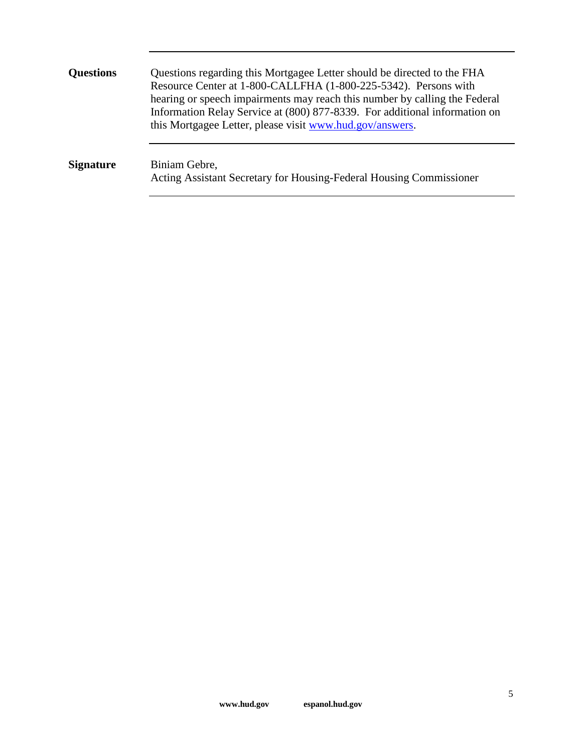**Questions**

Questions regarding this Mortgagee Letter should be directed to the FHA Resource Center at 1-800-CALLFHA (1-800-225-5342). Persons with hearing or speech impairments may reach this number by calling the Federal Information Relay Service at (800) 877-8339. For additional information on this Mortgagee Letter, please visit [www.hud.gov/answers](http://www.hud.gov/answers).

**Signature**

Biniam Gebre,
Acting Assistant Secretary for Housing-Federal Housing Commissioner